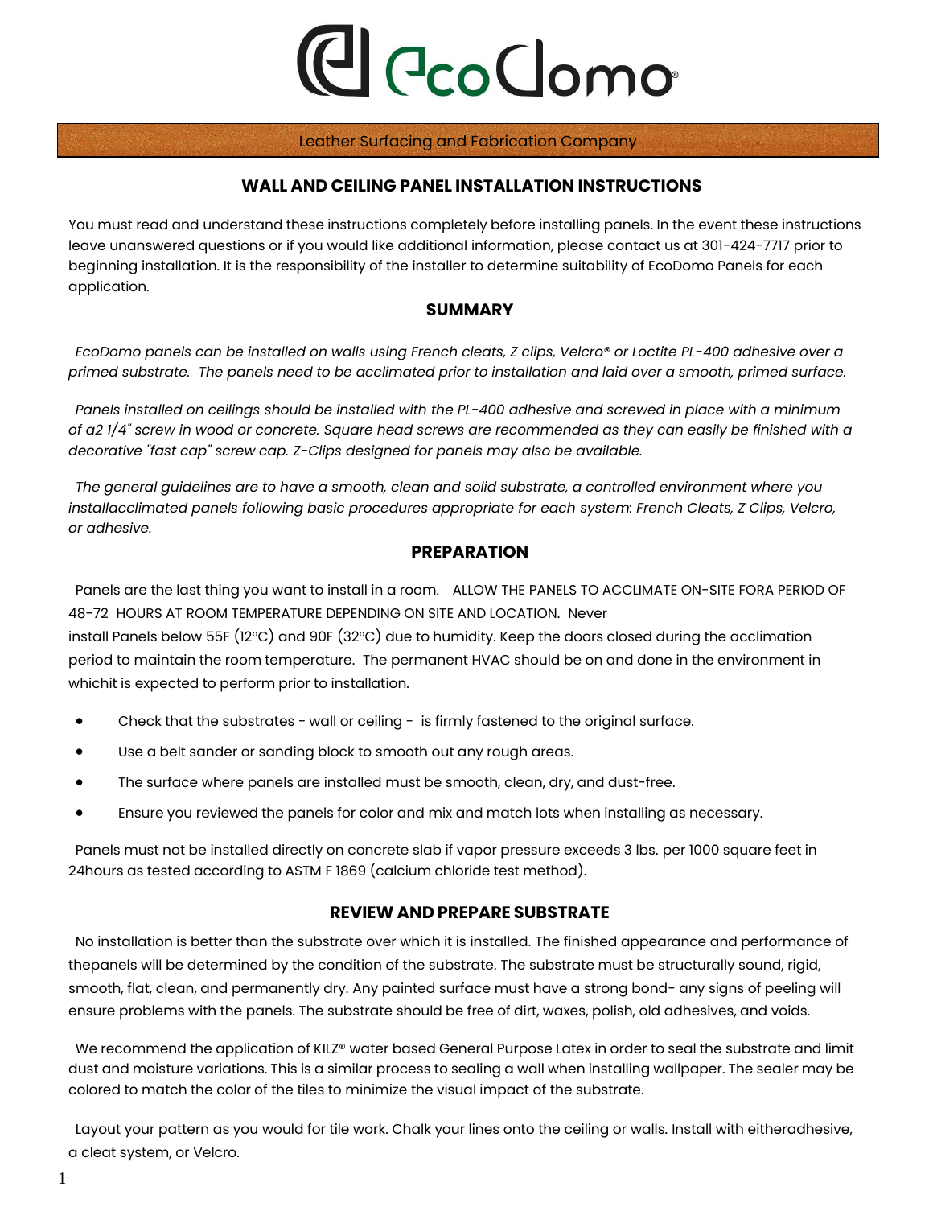# EcoDomo

Leather Surfacing and Fabrication Company

## WALL AND CEILING PANEL INSTALLATION INSTRUCTIONS

You must read and understand these instructions completely before installing panels. In the event these instructions leave unanswered questions or if you would like additional information, please contact us at 301-424-7717 prior to beginning installation. It is the responsibility of the installer to determine suitability of EcoDomo Panels for each application.

### SUMMARY

*EcoDomo panels can be installed on walls using French cleats, Z clips, Velcro® or Loctite PL-400 adhesive over a primed substrate. The panels need to be acclimated prior to installation and laid over a smooth, primed surface.*

*Panels installed on ceilings should be installed with the PL-400 adhesive and screwed in place with a minimum of a2 1/4" screw in wood or concrete. Square head screws are recommended as they can easily be finished with a decorative "fast cap" screw cap. Z-Clips designed for panels may also be available.*

*The general guidelines are to have a smooth, clean and solid substrate, a controlled environment where you installacclimated panels following basic procedures appropriate for each system: French Cleats, Z Clips, Velcro, or adhesive.*

### PREPARATION

Panels are the last thing you want to install in a room. ALLOW THE PANELS TO ACCLIMATE ON-SITE FORA PERIOD OF 48-72 HOURS AT ROOM TEMPERATURE DEPENDING ON SITE AND LOCATION. Never install Panels below 55F (12ºC) and 90F (32ºC) due to humidity. Keep the doors closed during the acclimation period to maintain the room temperature. The permanent HVAC should be on and done in the environment in whichit is expected to perform prior to installation.

- Check that the substrates - wall or ceiling - is firmly fastened to the original surface.
- Use a belt sander or sanding block to smooth out any rough areas.
- The surface where panels are installed must be smooth, clean, dry, and dust-free.
- Ensure you reviewed the panels for color and mix and match lots when installing as necessary.

Panels must not be installed directly on concrete slab if vapor pressure exceeds 3 lbs. per 1000 square feet in 24hours as tested according to ASTM F 1869 (calcium chloride test method).

### REVIEW AND PREPARE SUBSTRATE

No installation is better than the substrate over which it is installed. The finished appearance and performance of thepanels will be determined by the condition of the substrate. The substrate must be structurally sound, rigid, smooth, flat, clean, and permanently dry. Any painted surface must have a strong bond- any signs of peeling will ensure problems with the panels. The substrate should be free of dirt, waxes, polish, old adhesives, and voids.

We recommend the application of KILZ® water based General Purpose Latex in order to seal the substrate and limit dust and moisture variations. This is a similar process to sealing a wall when installing wallpaper. The sealer may be colored to match the color of the tiles to minimize the visual impact of the substrate.

Layout your pattern as you would for tile work. Chalk your lines onto the ceiling or walls. Install with eitheradhesive, a cleat system, or Velcro.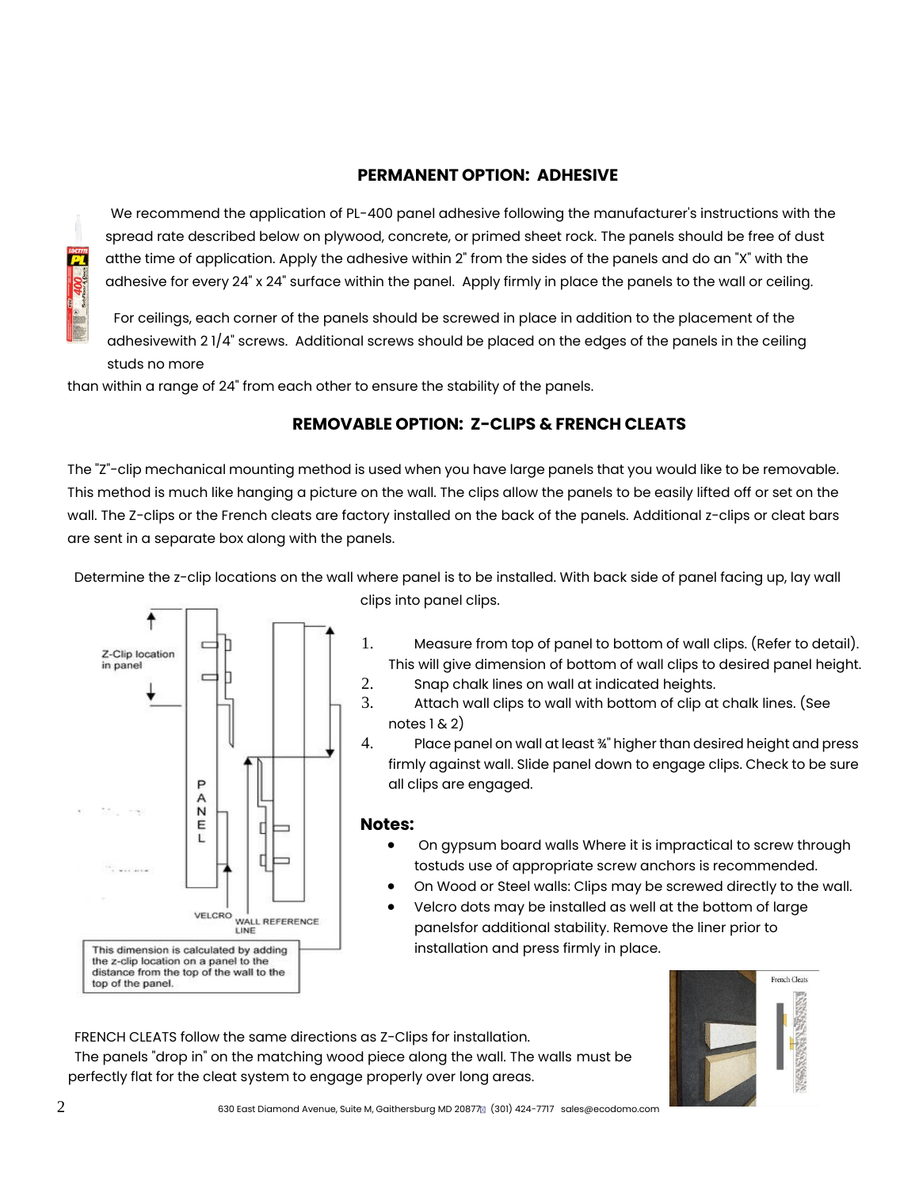## PERMANENT OPTION: ADHESIVE

We recommend the application of PL-400 panel adhesive following the manufacturer's instructions with the spread rate described below on plywood, concrete, or primed sheet rock. The panels should be free of dust atthe time of application. Apply the adhesive within 2" from the sides of the panels and do an "X" with the adhesive for every 24" x 24" surface within the panel. Apply firmly in place the panels to the wall or ceiling.

For ceilings, each corner of the panels should be screwed in place in addition to the placement of the adhesivewith 2 1/4" screws. Additional screws should be placed on the edges of the panels in the ceiling studs no more than within a range of 24" from each other to ensure the stability of the panels.

## REMOVABLE OPTION: Z-CLIPS & FRENCH CLEATS

The "Z"-clip mechanical mounting method is used when you have large panels that you would like to be removable. This method is much like hanging a picture on the wall. The clips allow the panels to be easily lifted off or set on the wall. The Z-clips or the French cleats are factory installed on the back of the panels. Additional z-clips or cleat bars are sent in a separate box along with the panels.

Determine the z-clip locations on the wall where panel is to be installed. With back side of panel facing up, lay wall clips into panel clips.

Z-Clip location in panel

PANEL

VELCRO

WALL REFERENCE LINE

This dimension is calculated by adding the z-clip location on a panel to the distance from the top of the wall to the top of the panel.

1. Measure from top of panel to bottom of wall clips. (Refer to detail). This will give dimension of bottom of wall clips to desired panel height.
2. Snap chalk lines on wall at indicated heights.
3. Attach wall clips to wall with bottom of clip at chalk lines. (See notes 1 & 2)
4. Place panel on wall at least ¾" higher than desired height and press firmly against wall. Slide panel down to engage clips. Check to be sure all clips are engaged.

### Notes:

- On gypsum board walls Where it is impractical to screw through tostuds use of appropriate screw anchors is recommended.
- On Wood or Steel walls: Clips may be screwed directly to the wall.
- Velcro dots may be installed as well at the bottom of large panelsfor additional stability. Remove the liner prior to installation and press firmly in place.

FRENCH CLEATS follow the same directions as Z-Clips for installation.
The panels "drop in" on the matching wood piece along the wall. The walls must be perfectly flat for the cleat system to engage properly over long areas.

French Cleats

630 East Diamond Avenue, Suite M, Gaithersburg MD 20877 (301) 424-7717 sales@ecodomo.com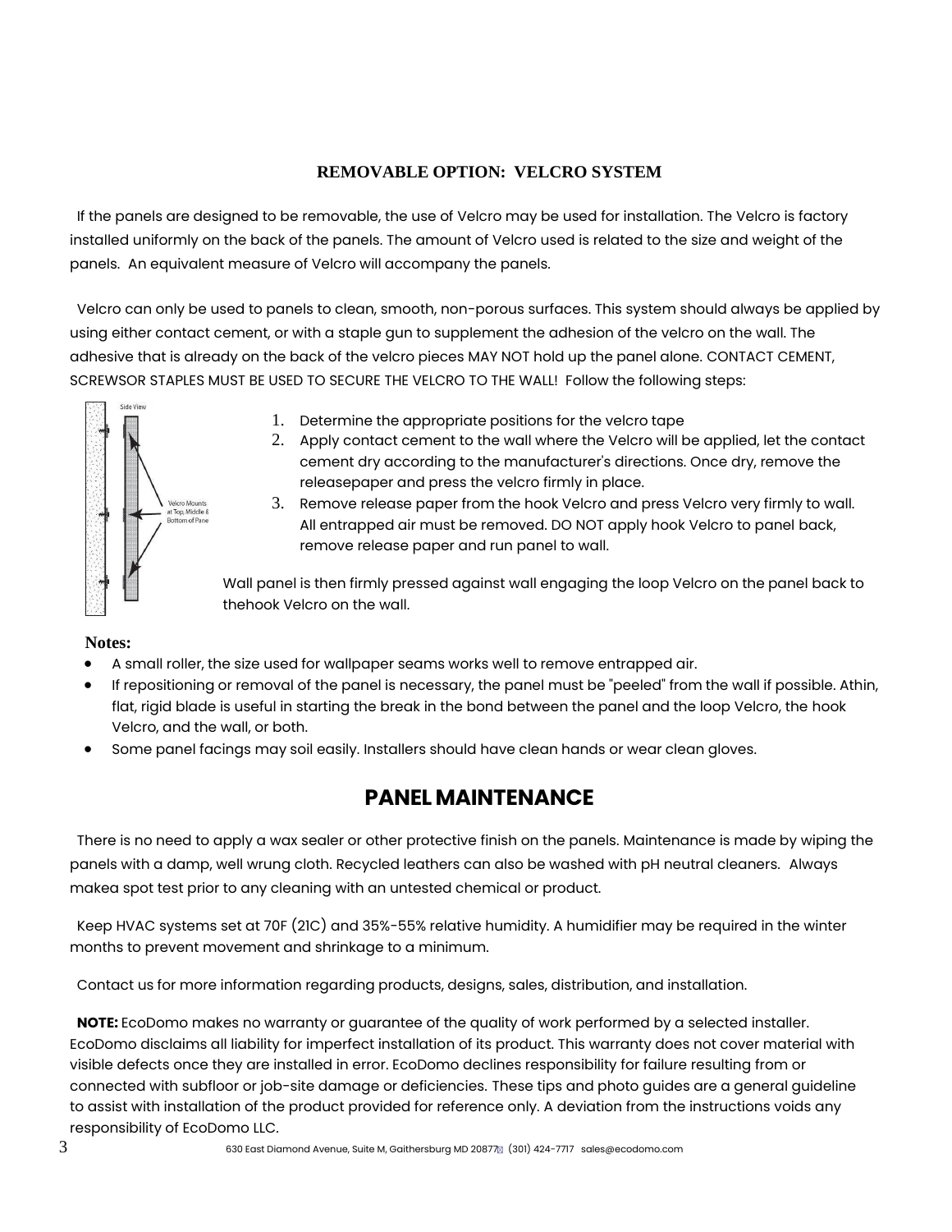## REMOVABLE OPTION: VELCRO SYSTEM

If the panels are designed to be removable, the use of Velcro may be used for installation. The Velcro is factory installed uniformly on the back of the panels. The amount of Velcro used is related to the size and weight of the panels. An equivalent measure of Velcro will accompany the panels.

Velcro can only be used to panels to clean, smooth, non-porous surfaces. This system should always be applied by using either contact cement, or with a staple gun to supplement the adhesion of the velcro on the wall. The adhesive that is already on the back of the velcro pieces MAY NOT hold up the panel alone. CONTACT CEMENT, SCREWSOR STAPLES MUST BE USED TO SECURE THE VELCRO TO THE WALL! Follow the following steps:

Side View

Velcro Mounts at Top, Middle & Bottom of Pane

1. Determine the appropriate positions for the velcro tape
2. Apply contact cement to the wall where the Velcro will be applied, let the contact cement dry according to the manufacturer's directions. Once dry, remove the releasepaper and press the velcro firmly in place.
3. Remove release paper from the hook Velcro and press Velcro very firmly to wall. All entrapped air must be removed. DO NOT apply hook Velcro to panel back, remove release paper and run panel to wall.

Wall panel is then firmly pressed against wall engaging the loop Velcro on the panel back to thehook Velcro on the wall.

**Notes:**

- A small roller, the size used for wallpaper seams works well to remove entrapped air.
- If repositioning or removal of the panel is necessary, the panel must be "peeled" from the wall if possible. Athin, flat, rigid blade is useful in starting the break in the bond between the panel and the loop Velcro, the hook Velcro, and the wall, or both.
- Some panel facings may soil easily. Installers should have clean hands or wear clean gloves.

## PANEL MAINTENANCE

There is no need to apply a wax sealer or other protective finish on the panels. Maintenance is made by wiping the panels with a damp, well wrung cloth. Recycled leathers can also be washed with pH neutral cleaners. Always makea spot test prior to any cleaning with an untested chemical or product.

Keep HVAC systems set at 70F (21C) and 35%-55% relative humidity. A humidifier may be required in the winter months to prevent movement and shrinkage to a minimum.

Contact us for more information regarding products, designs, sales, distribution, and installation.

**NOTE:** EcoDomo makes no warranty or guarantee of the quality of work performed by a selected installer. EcoDomo disclaims all liability for imperfect installation of its product. This warranty does not cover material with visible defects once they are installed in error. EcoDomo declines responsibility for failure resulting from or connected with subfloor or job-site damage or deficiencies. These tips and photo guides are a general guideline to assist with installation of the product provided for reference only. A deviation from the instructions voids any responsibility of EcoDomo LLC.